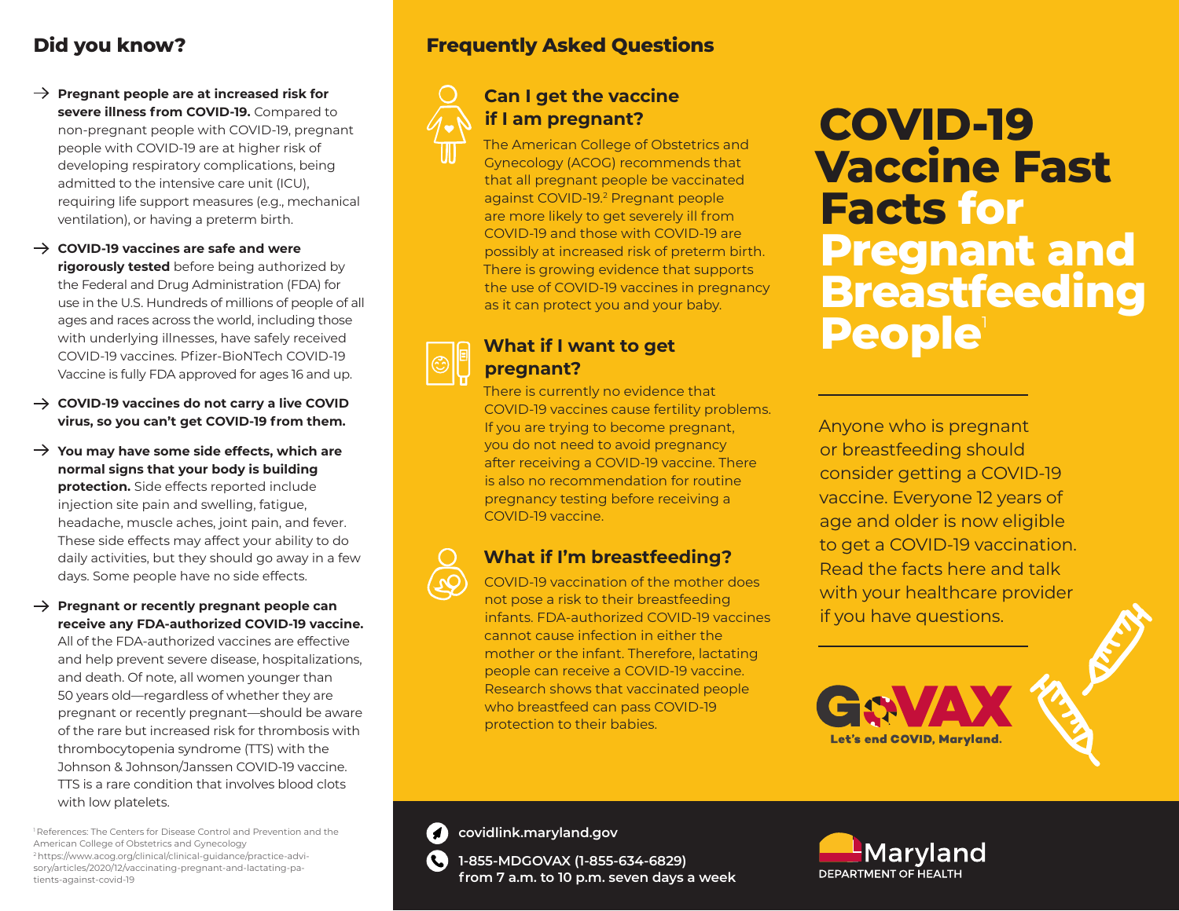# COVID-19 Vaccine Fast Facts for Pregnant and Breastfeeding People[1]

Anyone who is pregnant or breastfeeding should consider getting a COVID-19 vaccine. Everyone 12 years of age and older is now eligible to get a COVID-19 vaccination. Read the facts here and talk with your healthcare provider if you have questions.

## Did you know?

→ **Pregnant people are at increased risk for severe illness from COVID-19.** Compared to non-pregnant people with COVID-19, pregnant people with COVID-19 are at higher risk of developing respiratory complications, being admitted to the intensive care unit (ICU), requiring life support measures (e.g., mechanical ventilation), or having a preterm birth.

→ **COVID-19 vaccines are safe and were rigorously tested** before being authorized by the Federal and Drug Administration (FDA) for use in the U.S. Hundreds of millions of people of all ages and races across the world, including those with underlying illnesses, have safely received COVID-19 vaccines. Pfizer-BioNTech COVID-19 Vaccine is fully FDA approved for ages 16 and up.

→ **COVID-19 vaccines do not carry a live COVID virus, so you can't get COVID-19 from them.**

→ **You may have some side effects, which are normal signs that your body is building protection.** Side effects reported include injection site pain and swelling, fatigue, headache, muscle aches, joint pain, and fever. These side effects may affect your ability to do daily activities, but they should go away in a few days. Some people have no side effects.

→ **Pregnant or recently pregnant people can receive any FDA-authorized COVID-19 vaccine.** All of the FDA-authorized vaccines are effective and help prevent severe disease, hospitalizations, and death. Of note, all women younger than 50 years old—regardless of whether they are pregnant or recently pregnant—should be aware of the rare but increased risk for thrombosis with thrombocytopenia syndrome (TTS) with the Johnson & Johnson/Janssen COVID-19 vaccine. TTS is a rare condition that involves blood clots with low platelets.

## Frequently Asked Questions

### Can I get the vaccine if I am pregnant?

The American College of Obstetrics and Gynecology (ACOG) recommends that that all pregnant people be vaccinated against COVID-19.[2] Pregnant people are more likely to get severely ill from COVID-19 and those with COVID-19 are possibly at increased risk of preterm birth. There is growing evidence that supports the use of COVID-19 vaccines in pregnancy as it can protect you and your baby.

### What if I want to get pregnant?

There is currently no evidence that COVID-19 vaccines cause fertility problems. If you are trying to become pregnant, you do not need to avoid pregnancy after receiving a COVID-19 vaccine. There is also no recommendation for routine pregnancy testing before receiving a COVID-19 vaccine.

### What if I'm breastfeeding?

COVID-19 vaccination of the mother does not pose a risk to their breastfeeding infants. FDA-authorized COVID-19 vaccines cannot cause infection in either the mother or the infant. Therefore, lactating people can receive a COVID-19 vaccine. Research shows that vaccinated people who breastfeed can pass COVID-19 protection to their babies.

GoVAX — Let's end COVID, Maryland.

covidlink.maryland.gov

1-855-MDGOVAX (1-855-634-6829) from 7 a.m. to 10 p.m. seven days a week

Maryland Department of Health

[1] References: The Centers for Disease Control and Prevention and the American College of Obstetrics and Gynecology

[2] https://www.acog.org/clinical/clinical-guidance/practice-advisory/articles/2020/12/vaccinating-pregnant-and-lactating-patients-against-covid-19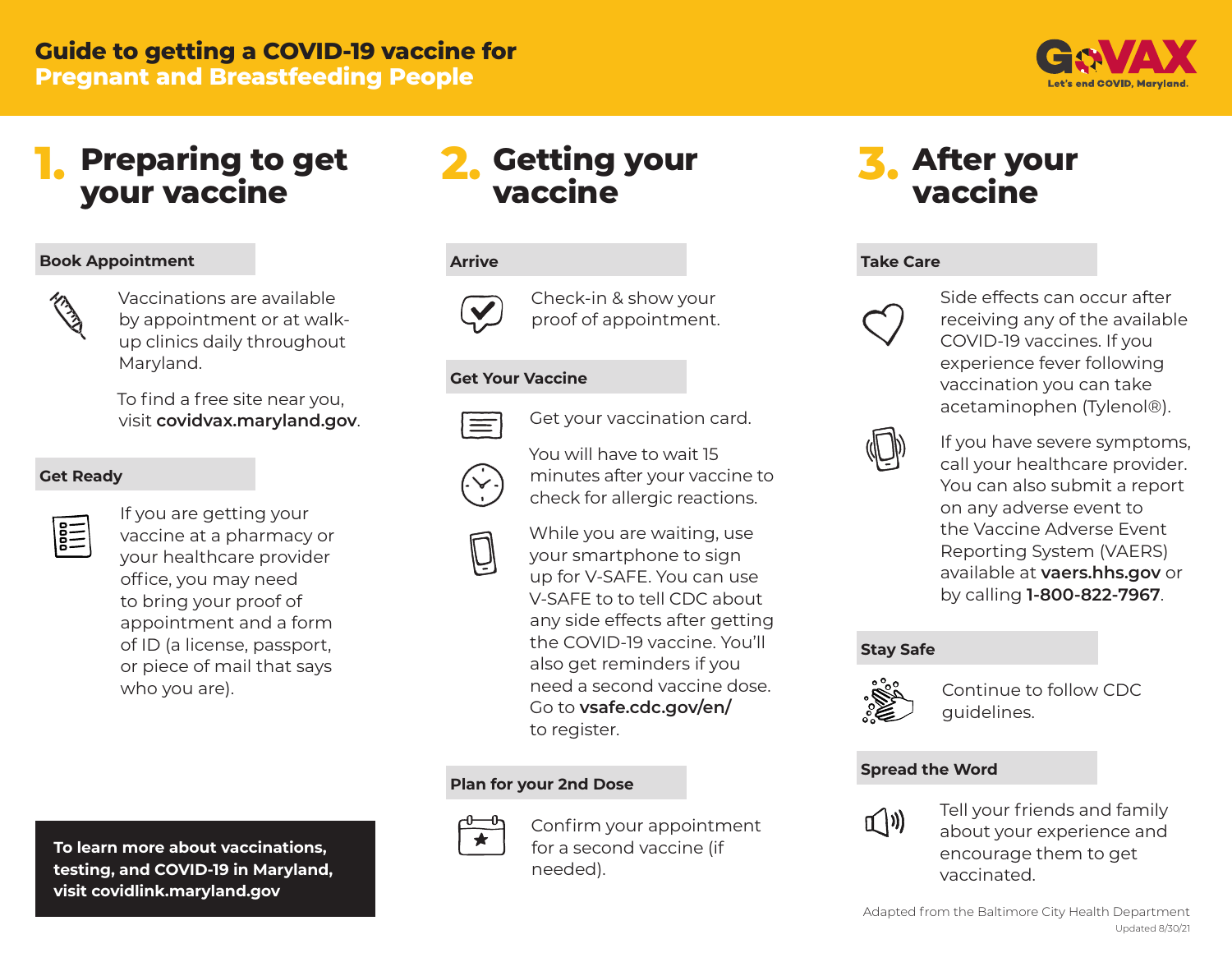# Guide to getting a COVID-19 vaccine for Pregnant and Breastfeeding People

GoVAX
Let's end COVID, Maryland.

## 1. Preparing to get your vaccine

### Book Appointment

Vaccinations are available by appointment or at walk-up clinics daily throughout Maryland.

To find a free site near you, visit **covidvax.maryland.gov**.

### Get Ready

If you are getting your vaccine at a pharmacy or your healthcare provider office, you may need to bring your proof of appointment and a form of ID (a license, passport, or piece of mail that says who you are).

**To learn more about vaccinations, testing, and COVID-19 in Maryland, visit covidlink.maryland.gov**

## 2. Getting your vaccine

### Arrive

Check-in & show your proof of appointment.

### Get Your Vaccine

Get your vaccination card.

You will have to wait 15 minutes after your vaccine to check for allergic reactions.

While you are waiting, use your smartphone to sign up for V-SAFE. You can use V-SAFE to to tell CDC about any side effects after getting the COVID-19 vaccine. You'll also get reminders if you need a second vaccine dose. Go to **vsafe.cdc.gov/en/** to register.

### Plan for your 2nd Dose

Confirm your appointment for a second vaccine (if needed).

## 3. After your vaccine

### Take Care

Side effects can occur after receiving any of the available COVID-19 vaccines. If you experience fever following vaccination you can take acetaminophen (Tylenol®).

If you have severe symptoms, call your healthcare provider. You can also submit a report on any adverse event to the Vaccine Adverse Event Reporting System (VAERS) available at **vaers.hhs.gov** or by calling **1-800-822-7967**.

### Stay Safe

Continue to follow CDC guidelines.

### Spread the Word

Tell your friends and family about your experience and encourage them to get vaccinated.

Adapted from the Baltimore City Health Department

Updated 8/30/21